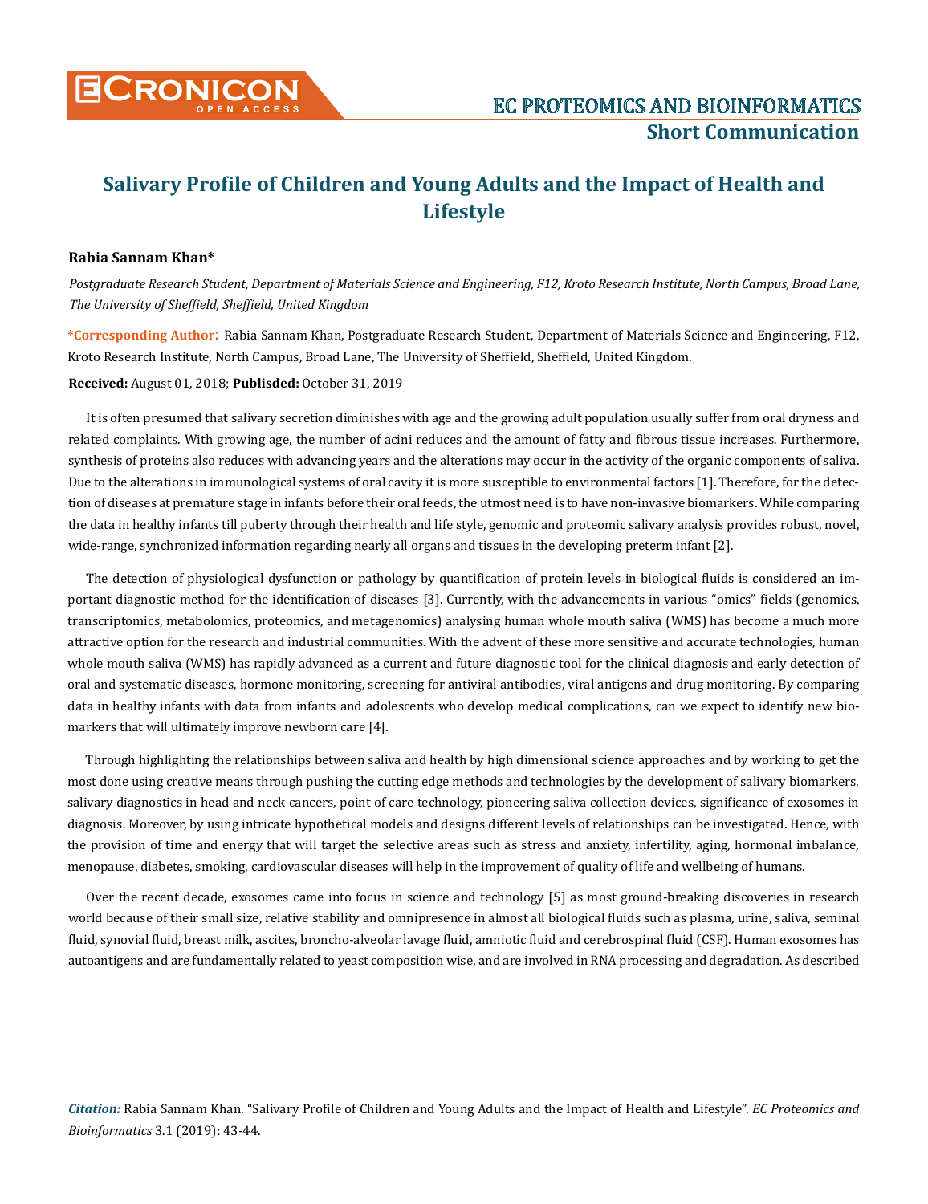# Salivary Profile of Children and Young Adults and the Impact of Health and Lifestyle

**Rabia Sannam Khan***

*Postgraduate Research Student, Department of Materials Science and Engineering, F12, Kroto Research Institute, North Campus, Broad Lane, The University of Sheffield, Sheffield, United Kingdom*

**\*Corresponding Author**: Rabia Sannam Khan, Postgraduate Research Student, Department of Materials Science and Engineering, F12, Kroto Research Institute, North Campus, Broad Lane, The University of Sheffield, Sheffield, United Kingdom.

**Received:** August 01, 2018; **Publisded:** October 31, 2019

It is often presumed that salivary secretion diminishes with age and the growing adult population usually suffer from oral dryness and related complaints. With growing age, the number of acini reduces and the amount of fatty and fibrous tissue increases. Furthermore, synthesis of proteins also reduces with advancing years and the alterations may occur in the activity of the organic components of saliva. Due to the alterations in immunological systems of oral cavity it is more susceptible to environmental factors [1]. Therefore, for the detection of diseases at premature stage in infants before their oral feeds, the utmost need is to have non-invasive biomarkers. While comparing the data in healthy infants till puberty through their health and life style, genomic and proteomic salivary analysis provides robust, novel, wide-range, synchronized information regarding nearly all organs and tissues in the developing preterm infant [2].

The detection of physiological dysfunction or pathology by quantification of protein levels in biological fluids is considered an important diagnostic method for the identification of diseases [3]. Currently, with the advancements in various "omics" fields (genomics, transcriptomics, metabolomics, proteomics, and metagenomics) analysing human whole mouth saliva (WMS) has become a much more attractive option for the research and industrial communities. With the advent of these more sensitive and accurate technologies, human whole mouth saliva (WMS) has rapidly advanced as a current and future diagnostic tool for the clinical diagnosis and early detection of oral and systematic diseases, hormone monitoring, screening for antiviral antibodies, viral antigens and drug monitoring. By comparing data in healthy infants with data from infants and adolescents who develop medical complications, can we expect to identify new biomarkers that will ultimately improve newborn care [4].

Through highlighting the relationships between saliva and health by high dimensional science approaches and by working to get the most done using creative means through pushing the cutting edge methods and technologies by the development of salivary biomarkers, salivary diagnostics in head and neck cancers, point of care technology, pioneering saliva collection devices, significance of exosomes in diagnosis. Moreover, by using intricate hypothetical models and designs different levels of relationships can be investigated. Hence, with the provision of time and energy that will target the selective areas such as stress and anxiety, infertility, aging, hormonal imbalance, menopause, diabetes, smoking, cardiovascular diseases will help in the improvement of quality of life and wellbeing of humans.

Over the recent decade, exosomes came into focus in science and technology [5] as most ground-breaking discoveries in research world because of their small size, relative stability and omnipresence in almost all biological fluids such as plasma, urine, saliva, seminal fluid, synovial fluid, breast milk, ascites, broncho-alveolar lavage fluid, amniotic fluid and cerebrospinal fluid (CSF). Human exosomes has autoantigens and are fundamentally related to yeast composition wise, and are involved in RNA processing and degradation. As described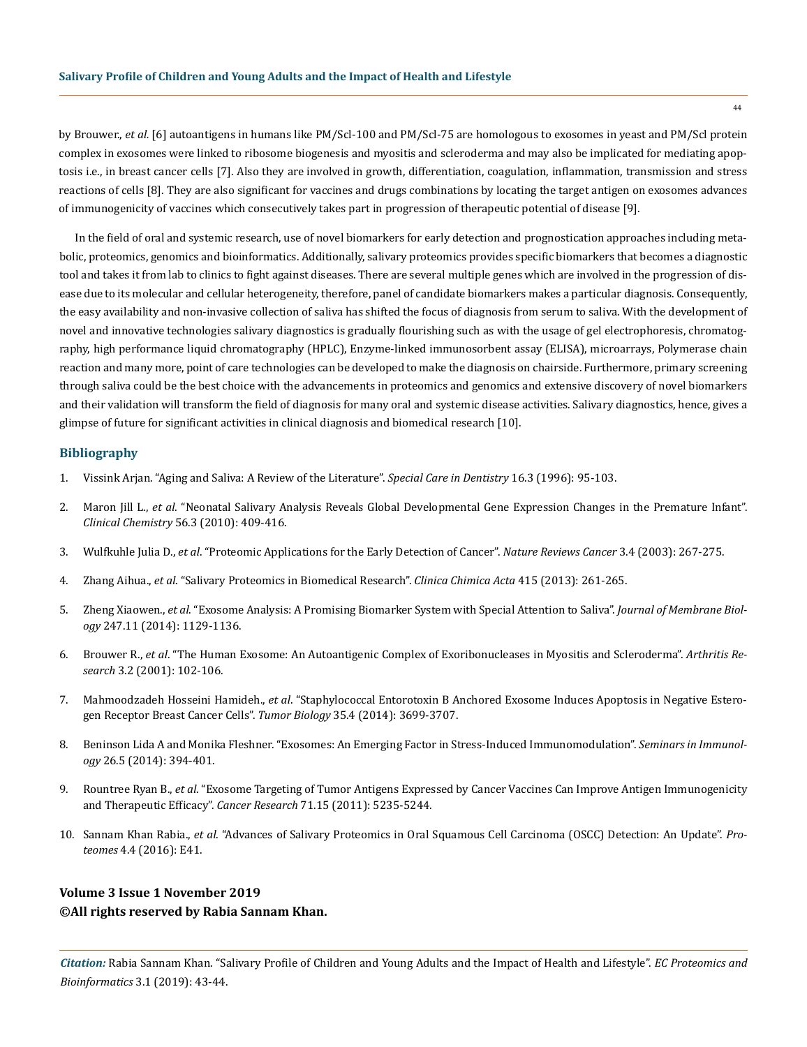by Brouwer., *et al.* [6] autoantigens in humans like PM/Scl-100 and PM/Scl-75 are homologous to exosomes in yeast and PM/Scl protein complex in exosomes were linked to ribosome biogenesis and myositis and scleroderma and may also be implicated for mediating apoptosis i.e., in breast cancer cells [7]. Also they are involved in growth, differentiation, coagulation, inflammation, transmission and stress reactions of cells [8]. They are also significant for vaccines and drugs combinations by locating the target antigen on exosomes advances of immunogenicity of vaccines which consecutively takes part in progression of therapeutic potential of disease [9].

In the field of oral and systemic research, use of novel biomarkers for early detection and prognostication approaches including metabolic, proteomics, genomics and bioinformatics. Additionally, salivary proteomics provides specific biomarkers that becomes a diagnostic tool and takes it from lab to clinics to fight against diseases. There are several multiple genes which are involved in the progression of disease due to its molecular and cellular heterogeneity, therefore, panel of candidate biomarkers makes a particular diagnosis. Consequently, the easy availability and non-invasive collection of saliva has shifted the focus of diagnosis from serum to saliva. With the development of novel and innovative technologies salivary diagnostics is gradually flourishing such as with the usage of gel electrophoresis, chromatography, high performance liquid chromatography (HPLC), Enzyme-linked immunosorbent assay (ELISA), microarrays, Polymerase chain reaction and many more, point of care technologies can be developed to make the diagnosis on chairside. Furthermore, primary screening through saliva could be the best choice with the advancements in proteomics and genomics and extensive discovery of novel biomarkers and their validation will transform the field of diagnosis for many oral and systemic disease activities. Salivary diagnostics, hence, gives a glimpse of future for significant activities in clinical diagnosis and biomedical research [10].

## Bibliography

1. Vissink Arjan. "Aging and Saliva: A Review of the Literature". *Special Care in Dentistry* 16.3 (1996): 95-103.
2. Maron Jill L., *et al.* "Neonatal Salivary Analysis Reveals Global Developmental Gene Expression Changes in the Premature Infant". *Clinical Chemistry* 56.3 (2010): 409-416.
3. Wulfkuhle Julia D., *et al*. "Proteomic Applications for the Early Detection of Cancer". *Nature Reviews Cancer* 3.4 (2003): 267-275.
4. Zhang Aihua., *et al.* "Salivary Proteomics in Biomedical Research". *Clinica Chimica Acta* 415 (2013): 261-265.
5. Zheng Xiaowen., *et al*. "Exosome Analysis: A Promising Biomarker System with Special Attention to Saliva". *Journal of Membrane Biology* 247.11 (2014): 1129-1136.
6. Brouwer R., *et al*. "The Human Exosome: An Autoantigenic Complex of Exoribonucleases in Myositis and Scleroderma". *Arthritis Research* 3.2 (2001): 102-106.
7. Mahmoodzadeh Hosseini Hamideh., *et al*. "Staphylococcal Entorotoxin B Anchored Exosome Induces Apoptosis in Negative Esterogen Receptor Breast Cancer Cells". *Tumor Biology* 35.4 (2014): 3699-3707.
8. Beninson Lida A and Monika Fleshner. "Exosomes: An Emerging Factor in Stress-Induced Immunomodulation". *Seminars in Immunology* 26.5 (2014): 394-401.
9. Rountree Ryan B., *et al.* "Exosome Targeting of Tumor Antigens Expressed by Cancer Vaccines Can Improve Antigen Immunogenicity and Therapeutic Efficacy". *Cancer Research* 71.15 (2011): 5235-5244.
10. Sannam Khan Rabia., *et al.* "Advances of Salivary Proteomics in Oral Squamous Cell Carcinoma (OSCC) Detection: An Update". *Proteomes* 4.4 (2016): E41.

**Volume 3 Issue 1 November 2019**
**©All rights reserved by Rabia Sannam Khan.**